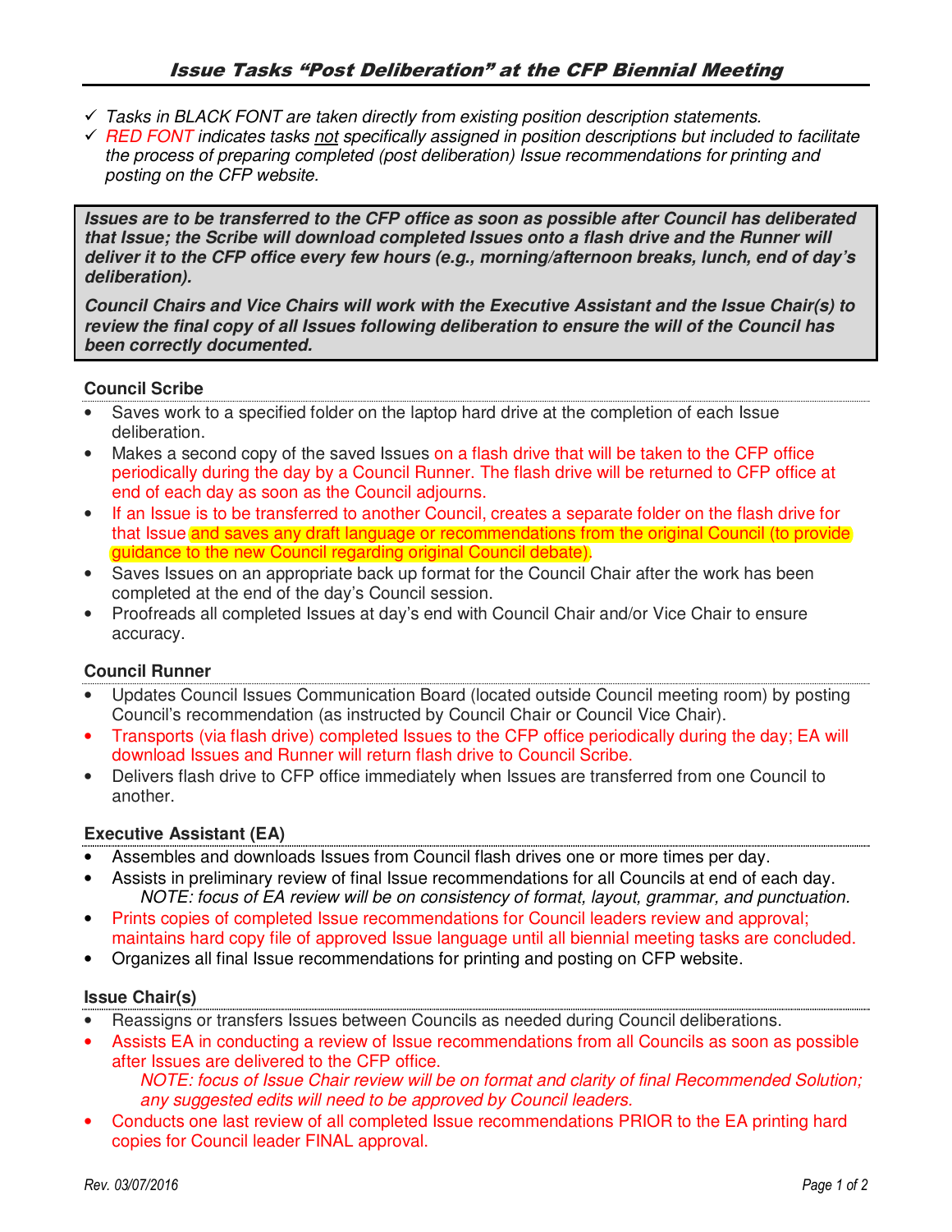## *Issue Tasks "Post Deliberation" at the CFP Biennial Meeting*

- ✓ *Tasks in BLACK FONT are taken directly from existing position description statements.*
- ✓ *RED FONT indicates tasks not specifically assigned in position descriptions but included to facilitate the process of preparing completed (post deliberation) Issue recommendations for printing and posting on the CFP website.*

***Issues are to be transferred to the CFP office as soon as possible after Council has deliberated that Issue; the Scribe will download completed Issues onto a flash drive and the Runner will deliver it to the CFP office every few hours (e.g., morning/afternoon breaks, lunch, end of day's deliberation).***

***Council Chairs and Vice Chairs will work with the Executive Assistant and the Issue Chair(s) to review the final copy of all Issues following deliberation to ensure the will of the Council has been correctly documented.***

### Council Scribe

- Saves work to a specified folder on the laptop hard drive at the completion of each Issue deliberation.
- Makes a second copy of the saved Issues on a flash drive that will be taken to the CFP office periodically during the day by a Council Runner. The flash drive will be returned to CFP office at end of each day as soon as the Council adjourns.
- If an Issue is to be transferred to another Council, creates a separate folder on the flash drive for that Issue and saves any draft language or recommendations from the original Council (to provide guidance to the new Council regarding original Council debate).
- Saves Issues on an appropriate back up format for the Council Chair after the work has been completed at the end of the day's Council session.
- Proofreads all completed Issues at day's end with Council Chair and/or Vice Chair to ensure accuracy.

### Council Runner

- Updates Council Issues Communication Board (located outside Council meeting room) by posting Council's recommendation (as instructed by Council Chair or Council Vice Chair).
- Transports (via flash drive) completed Issues to the CFP office periodically during the day; EA will download Issues and Runner will return flash drive to Council Scribe.
- Delivers flash drive to CFP office immediately when Issues are transferred from one Council to another.

### Executive Assistant (EA)

- Assembles and downloads Issues from Council flash drives one or more times per day.
- Assists in preliminary review of final Issue recommendations for all Councils at end of each day.
  *NOTE: focus of EA review will be on consistency of format, layout, grammar, and punctuation.*
- Prints copies of completed Issue recommendations for Council leaders review and approval; maintains hard copy file of approved Issue language until all biennial meeting tasks are concluded.
- Organizes all final Issue recommendations for printing and posting on CFP website.

### Issue Chair(s)

- Reassigns or transfers Issues between Councils as needed during Council deliberations.
- Assists EA in conducting a review of Issue recommendations from all Councils as soon as possible after Issues are delivered to the CFP office.
  *NOTE: focus of Issue Chair review will be on format and clarity of final Recommended Solution; any suggested edits will need to be approved by Council leaders.*
- Conducts one last review of all completed Issue recommendations PRIOR to the EA printing hard copies for Council leader FINAL approval.

*Rev. 03/07/2016*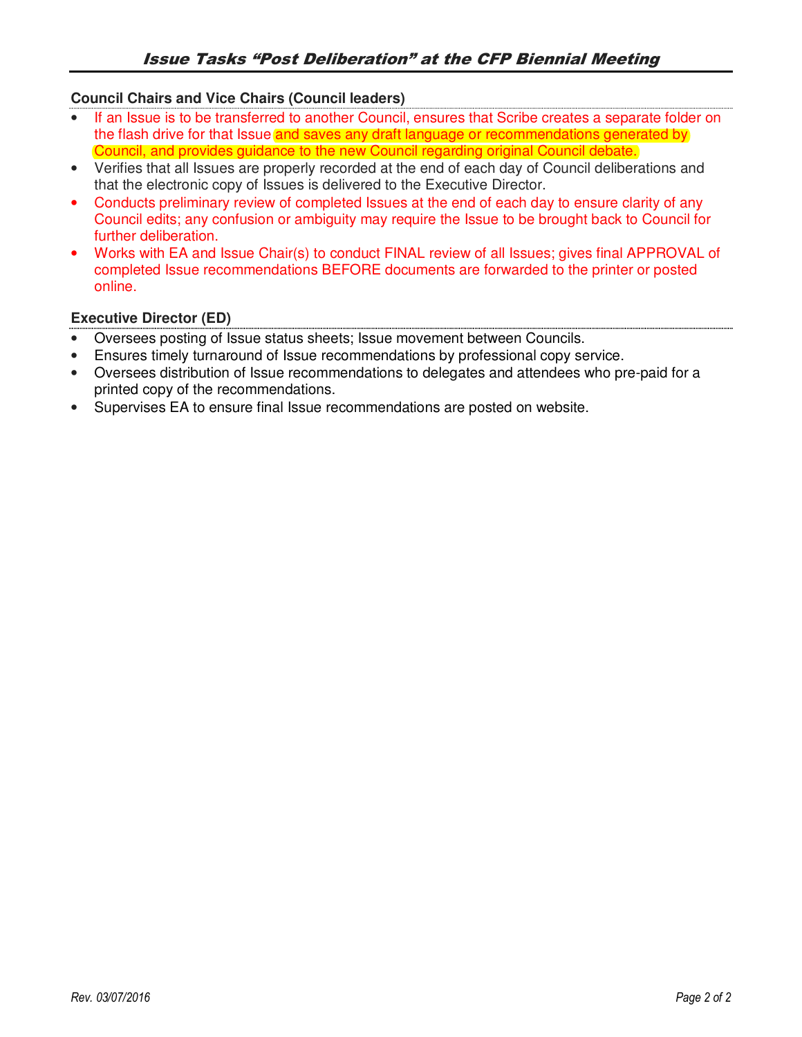## Issue Tasks "Post Deliberation" at the CFP Biennial Meeting

**Council Chairs and Vice Chairs (Council leaders)**

- If an Issue is to be transferred to another Council, ensures that Scribe creates a separate folder on the flash drive for that Issue and saves any draft language or recommendations generated by Council, and provides guidance to the new Council regarding original Council debate.
- Verifies that all Issues are properly recorded at the end of each day of Council deliberations and that the electronic copy of Issues is delivered to the Executive Director.
- Conducts preliminary review of completed Issues at the end of each day to ensure clarity of any Council edits; any confusion or ambiguity may require the Issue to be brought back to Council for further deliberation.
- Works with EA and Issue Chair(s) to conduct FINAL review of all Issues; gives final APPROVAL of completed Issue recommendations BEFORE documents are forwarded to the printer or posted online.

**Executive Director (ED)**

- Oversees posting of Issue status sheets; Issue movement between Councils.
- Ensures timely turnaround of Issue recommendations by professional copy service.
- Oversees distribution of Issue recommendations to delegates and attendees who pre-paid for a printed copy of the recommendations.
- Supervises EA to ensure final Issue recommendations are posted on website.